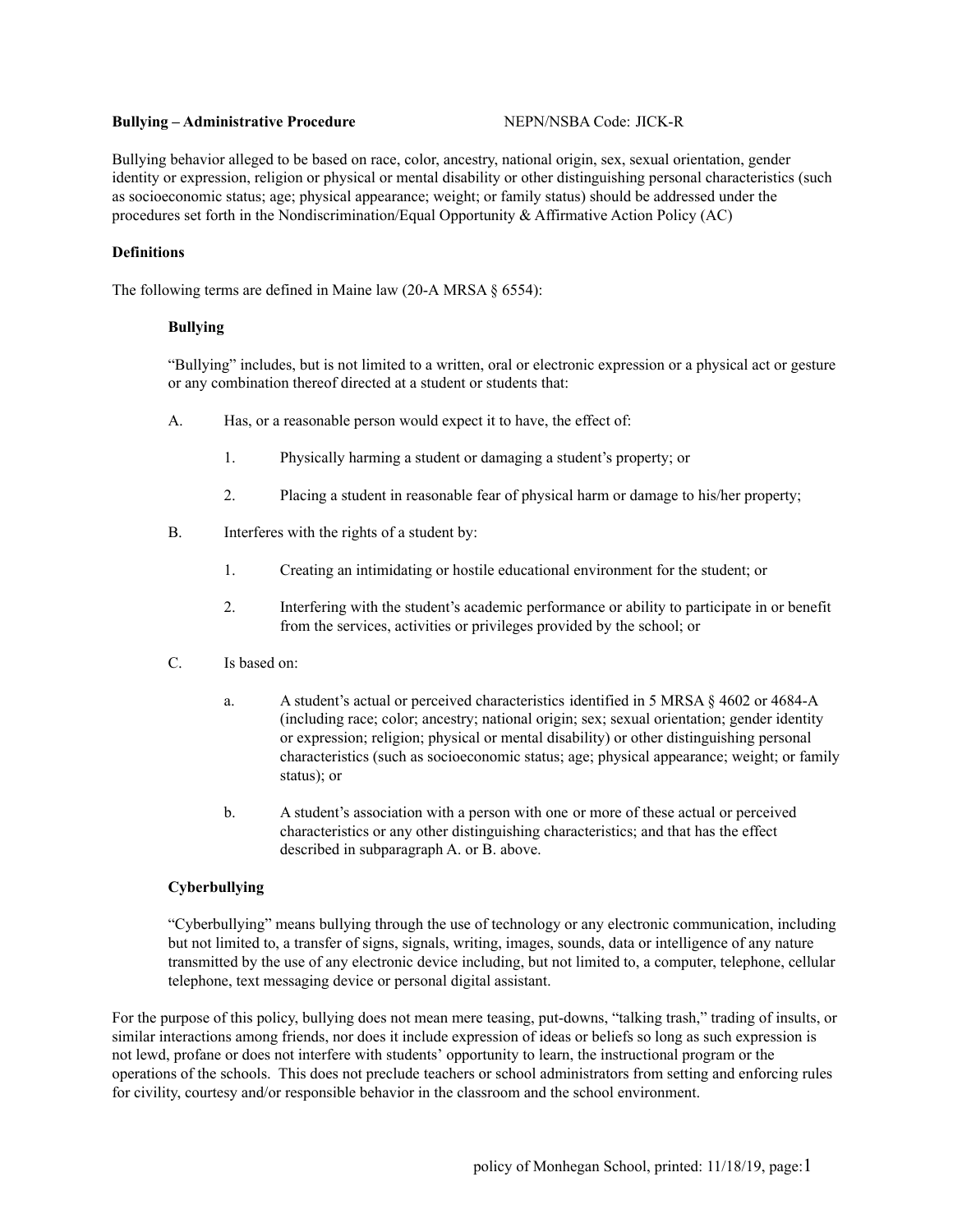**Bullying – Administrative Procedure** NEPN/NSBA Code: JICK-R

Bullying behavior alleged to be based on race, color, ancestry, national origin, sex, sexual orientation, gender identity or expression, religion or physical or mental disability or other distinguishing personal characteristics (such as socioeconomic status; age; physical appearance; weight; or family status) should be addressed under the procedures set forth in the Nondiscrimination/Equal Opportunity & Affirmative Action Policy (AC)

**Definitions**

The following terms are defined in Maine law (20-A MRSA § 6554):

**Bullying**

"Bullying" includes, but is not limited to a written, oral or electronic expression or a physical act or gesture or any combination thereof directed at a student or students that:

A. Has, or a reasonable person would expect it to have, the effect of:

   1. Physically harming a student or damaging a student's property; or

   2. Placing a student in reasonable fear of physical harm or damage to his/her property;

B. Interferes with the rights of a student by:

   1. Creating an intimidating or hostile educational environment for the student; or

   2. Interfering with the student's academic performance or ability to participate in or benefit from the services, activities or privileges provided by the school; or

C. Is based on:

   a. A student's actual or perceived characteristics identified in 5 MRSA § 4602 or 4684-A (including race; color; ancestry; national origin; sex; sexual orientation; gender identity or expression; religion; physical or mental disability) or other distinguishing personal characteristics (such as socioeconomic status; age; physical appearance; weight; or family status); or

   b. A student's association with a person with one or more of these actual or perceived characteristics or any other distinguishing characteristics; and that has the effect described in subparagraph A. or B. above.

**Cyberbullying**

"Cyberbullying" means bullying through the use of technology or any electronic communication, including but not limited to, a transfer of signs, signals, writing, images, sounds, data or intelligence of any nature transmitted by the use of any electronic device including, but not limited to, a computer, telephone, cellular telephone, text messaging device or personal digital assistant.

For the purpose of this policy, bullying does not mean mere teasing, put-downs, "talking trash," trading of insults, or similar interactions among friends, nor does it include expression of ideas or beliefs so long as such expression is not lewd, profane or does not interfere with students' opportunity to learn, the instructional program or the operations of the schools. This does not preclude teachers or school administrators from setting and enforcing rules for civility, courtesy and/or responsible behavior in the classroom and the school environment.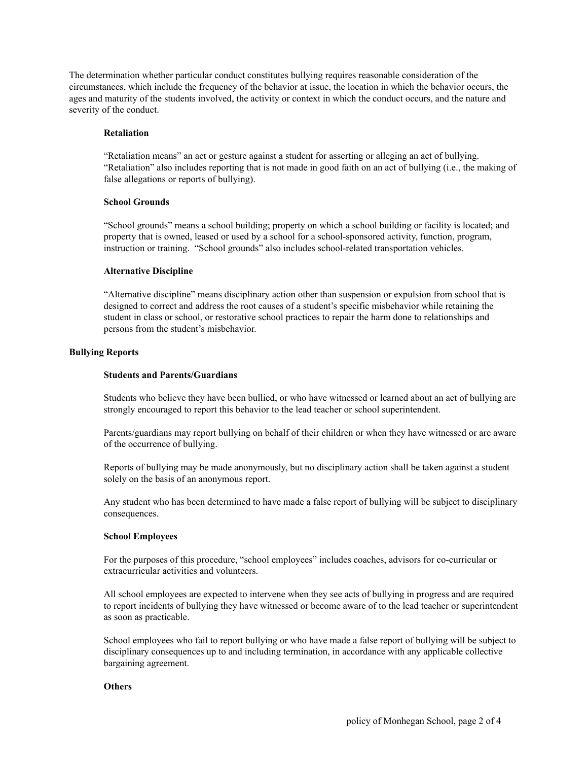The determination whether particular conduct constitutes bullying requires reasonable consideration of the circumstances, which include the frequency of the behavior at issue, the location in which the behavior occurs, the ages and maturity of the students involved, the activity or context in which the conduct occurs, and the nature and severity of the conduct.

### Retaliation

"Retaliation means" an act or gesture against a student for asserting or alleging an act of bullying. "Retaliation" also includes reporting that is not made in good faith on an act of bullying (i.e., the making of false allegations or reports of bullying).

### School Grounds

"School grounds" means a school building; property on which a school building or facility is located; and property that is owned, leased or used by a school for a school-sponsored activity, function, program, instruction or training. "School grounds" also includes school-related transportation vehicles.

### Alternative Discipline

"Alternative discipline" means disciplinary action other than suspension or expulsion from school that is designed to correct and address the root causes of a student's specific misbehavior while retaining the student in class or school, or restorative school practices to repair the harm done to relationships and persons from the student's misbehavior.

## Bullying Reports

### Students and Parents/Guardians

Students who believe they have been bullied, or who have witnessed or learned about an act of bullying are strongly encouraged to report this behavior to the lead teacher or school superintendent.

Parents/guardians may report bullying on behalf of their children or when they have witnessed or are aware of the occurrence of bullying.

Reports of bullying may be made anonymously, but no disciplinary action shall be taken against a student solely on the basis of an anonymous report.

Any student who has been determined to have made a false report of bullying will be subject to disciplinary consequences.

### School Employees

For the purposes of this procedure, "school employees" includes coaches, advisors for co-curricular or extracurricular activities and volunteers.

All school employees are expected to intervene when they see acts of bullying in progress and are required to report incidents of bullying they have witnessed or become aware of to the lead teacher or superintendent as soon as practicable.

School employees who fail to report bullying or who have made a false report of bullying will be subject to disciplinary consequences up to and including termination, in accordance with any applicable collective bargaining agreement.

### Others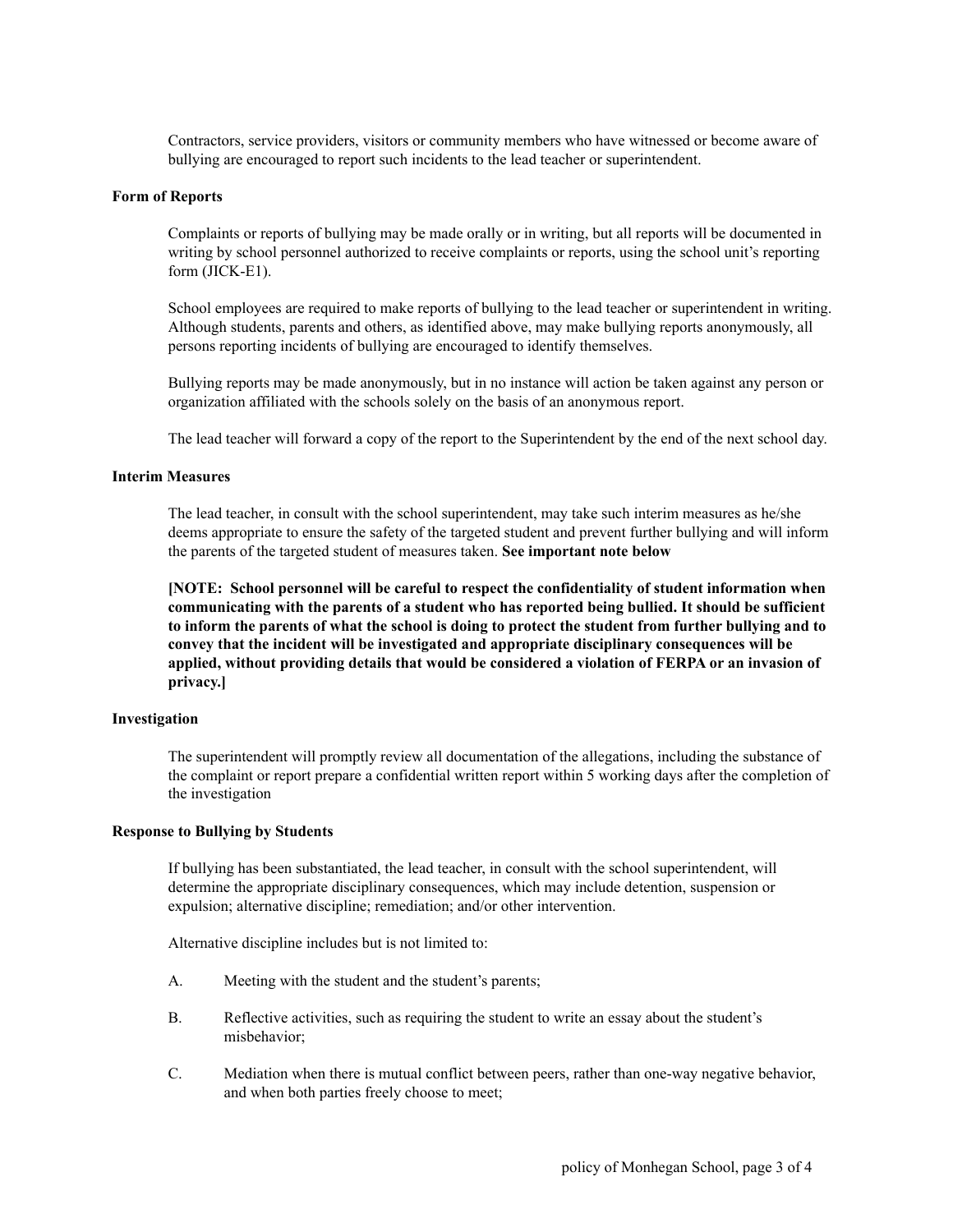Contractors, service providers, visitors or community members who have witnessed or become aware of bullying are encouraged to report such incidents to the lead teacher or superintendent.

**Form of Reports**

Complaints or reports of bullying may be made orally or in writing, but all reports will be documented in writing by school personnel authorized to receive complaints or reports, using the school unit's reporting form (JICK-E1).

School employees are required to make reports of bullying to the lead teacher or superintendent in writing. Although students, parents and others, as identified above, may make bullying reports anonymously, all persons reporting incidents of bullying are encouraged to identify themselves.

Bullying reports may be made anonymously, but in no instance will action be taken against any person or organization affiliated with the schools solely on the basis of an anonymous report.

The lead teacher will forward a copy of the report to the Superintendent by the end of the next school day.

**Interim Measures**

The lead teacher, in consult with the school superintendent, may take such interim measures as he/she deems appropriate to ensure the safety of the targeted student and prevent further bullying and will inform the parents of the targeted student of measures taken. **See important note below**

**[NOTE: School personnel will be careful to respect the confidentiality of student information when communicating with the parents of a student who has reported being bullied. It should be sufficient to inform the parents of what the school is doing to protect the student from further bullying and to convey that the incident will be investigated and appropriate disciplinary consequences will be applied, without providing details that would be considered a violation of FERPA or an invasion of privacy.]**

**Investigation**

The superintendent will promptly review all documentation of the allegations, including the substance of the complaint or report prepare a confidential written report within 5 working days after the completion of the investigation

**Response to Bullying by Students**

If bullying has been substantiated, the lead teacher, in consult with the school superintendent, will determine the appropriate disciplinary consequences, which may include detention, suspension or expulsion; alternative discipline; remediation; and/or other intervention.

Alternative discipline includes but is not limited to:

A. Meeting with the student and the student's parents;

B. Reflective activities, such as requiring the student to write an essay about the student's misbehavior;

C. Mediation when there is mutual conflict between peers, rather than one-way negative behavior, and when both parties freely choose to meet;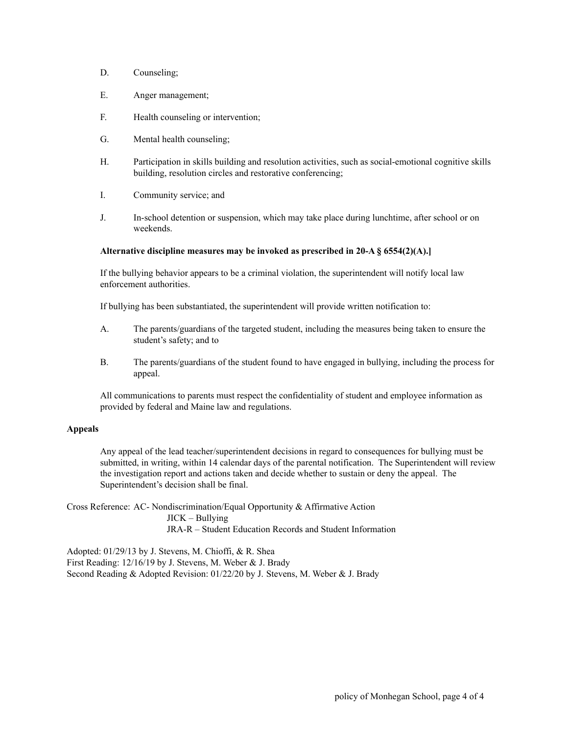D. Counseling;

E. Anger management;

F. Health counseling or intervention;

G. Mental health counseling;

H. Participation in skills building and resolution activities, such as social-emotional cognitive skills building, resolution circles and restorative conferencing;

I. Community service; and

J. In-school detention or suspension, which may take place during lunchtime, after school or on weekends.

**Alternative discipline measures may be invoked as prescribed in 20-A § 6554(2)(A).]**

If the bullying behavior appears to be a criminal violation, the superintendent will notify local law enforcement authorities.

If bullying has been substantiated, the superintendent will provide written notification to:

A. The parents/guardians of the targeted student, including the measures being taken to ensure the student's safety; and to

B. The parents/guardians of the student found to have engaged in bullying, including the process for appeal.

All communications to parents must respect the confidentiality of student and employee information as provided by federal and Maine law and regulations.

**Appeals**

Any appeal of the lead teacher/superintendent decisions in regard to consequences for bullying must be submitted, in writing, within 14 calendar days of the parental notification. The Superintendent will review the investigation report and actions taken and decide whether to sustain or deny the appeal. The Superintendent's decision shall be final.

Cross Reference: AC- Nondiscrimination/Equal Opportunity & Affirmative Action
JICK – Bullying
JRA-R – Student Education Records and Student Information

Adopted: 01/29/13 by J. Stevens, M. Chioffi, & R. Shea
First Reading: 12/16/19 by J. Stevens, M. Weber & J. Brady
Second Reading & Adopted Revision: 01/22/20 by J. Stevens, M. Weber & J. Brady